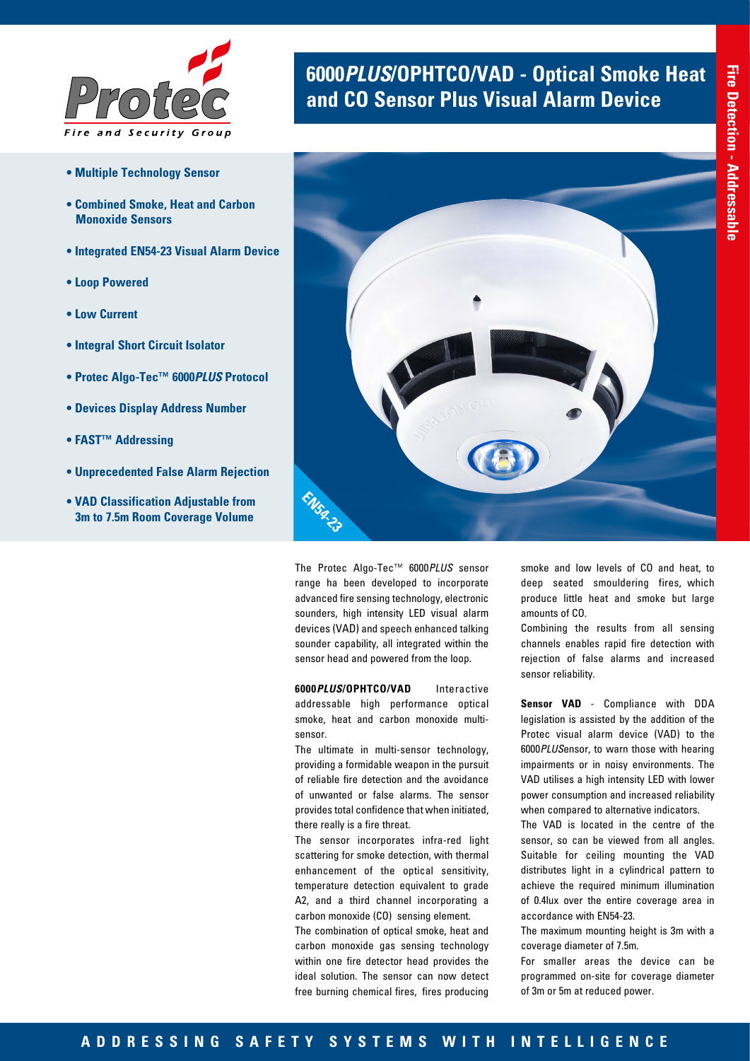# 6000*PLUS*/OPHTCO/VAD - Optical Smoke Heat and CO Sensor Plus Visual Alarm Device

Fire Detection - Addressable

- **Multiple Technology Sensor**
- **Combined Smoke, Heat and Carbon Monoxide Sensors**
- **Integrated EN54-23 Visual Alarm Device**
- **Loop Powered**
- **Low Current**
- **Integral Short Circuit Isolator**
- **Protec Algo-Tec™ 6000*PLUS* Protocol**
- **Devices Display Address Number**
- **FAST™ Addressing**
- **Unprecedented False Alarm Rejection**
- **VAD Classification Adjustable from 3m to 7.5m Room Coverage Volume**

EN54-23

The Protec Algo-Tec™ 6000*PLUS* sensor range ha been developed to incorporate advanced fire sensing technology, electronic sounders, high intensity LED visual alarm devices (VAD) and speech enhanced talking sounder capability, all integrated within the sensor head and powered from the loop.

**6000*PLUS*/OPHTCO/VAD** Interactive addressable high performance optical smoke, heat and carbon monoxide multi-sensor.

The ultimate in multi-sensor technology, providing a formidable weapon in the pursuit of reliable fire detection and the avoidance of unwanted or false alarms. The sensor provides total confidence that when initiated, there really is a fire threat.

The sensor incorporates infra-red light scattering for smoke detection, with thermal enhancement of the optical sensitivity, temperature detection equivalent to grade A2, and a third channel incorporating a carbon monoxide (CO) sensing element.

The combination of optical smoke, heat and carbon monoxide gas sensing technology within one fire detector head provides the ideal solution. The sensor can now detect free burning chemical fires, fires producing smoke and low levels of CO and heat, to deep seated smouldering fires, which produce little heat and smoke but large amounts of CO.

Combining the results from all sensing channels enables rapid fire detection with rejection of false alarms and increased sensor reliability.

**Sensor VAD** - Compliance with DDA legislation is assisted by the addition of the Protec visual alarm device (VAD) to the 6000*PLUS*ensor, to warn those with hearing impairments or in noisy environments. The VAD utilises a high intensity LED with lower power consumption and increased reliability when compared to alternative indicators.

The VAD is located in the centre of the sensor, so can be viewed from all angles. Suitable for ceiling mounting the VAD distributes light in a cylindrical pattern to achieve the required minimum illumination of 0.4lux over the entire coverage area in accordance with EN54-23.

The maximum mounting height is 3m with a coverage diameter of 7.5m.

For smaller areas the device can be programmed on-site for coverage diameter of 3m or 5m at reduced power.

ADDRESSING SAFETY SYSTEMS WITH INTELLIGENCE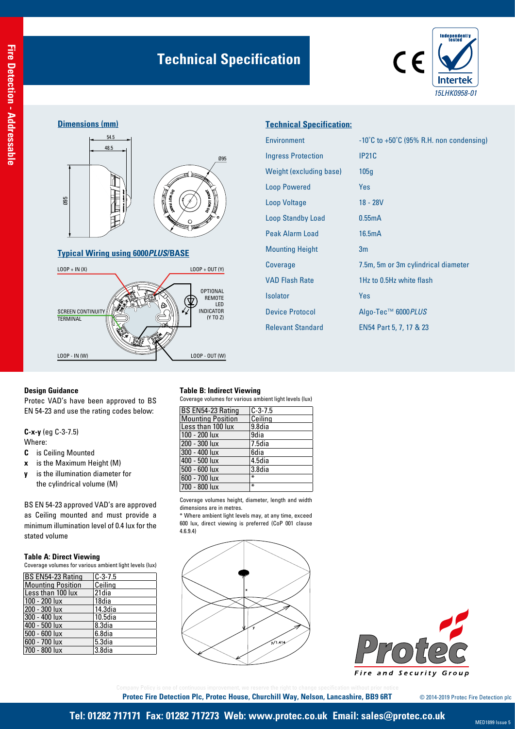# Technical Specification

15LHK0958-01

## Dimensions (mm)

54.5
48.5
Ø95
Ø95

## Typical Wiring using 6000*PLUS*/BASE

LOOP + IN (X)
LOOP + OUT (Y)
OPTIONAL REMOTE LED INDICATOR (Y TO Z)
SCREEN CONTINUITY TERMINAL
LOOP - IN (W)
LOOP - OUT (W)

## Technical Specification:

| | |
|---|---|
| Environment | -10˚C to +50˚C (95% R.H. non condensing) |
| Ingress Protection | IP21C |
| Weight (excluding base) | 105g |
| Loop Powered | Yes |
| Loop Voltage | 18 - 28V |
| Loop Standby Load | 0.55mA |
| Peak Alarm Load | 16.5mA |
| Mounting Height | 3m |
| Coverage | 7.5m, 5m or 3m cylindrical diameter |
| VAD Flash Rate | 1Hz to 0.5Hz white flash |
| Isolator | Yes |
| Device Protocol | Algo-Tec™ 6000*PLUS* |
| Relevant Standard | EN54 Part 5, 7, 17 & 23 |

### Design Guidance

Protec VAD's have been approved to BS EN 54-23 and use the rating codes below:

**C-x-y** (eg C-3-7.5)
Where:

- **C** is Ceiling Mounted
- **x** is the Maximum Height (M)
- **y** is the illumination diameter for the cylindrical volume (M)

BS EN 54-23 approved VAD's are approved as Ceiling mounted and must provide a minimum illumination level of 0.4 lux for the stated volume

### Table A: Direct Viewing

Coverage volumes for various ambient light levels (lux)

| BS EN54-23 Rating | C-3-7.5 |
|---|---|
| Mounting Position | Ceiling |
| Less than 100 lux | 21dia |
| 100 - 200 lux | 18dia |
| 200 - 300 lux | 14.3dia |
| 300 - 400 lux | 10.5dia |
| 400 - 500 lux | 8.3dia |
| 500 - 600 lux | 6.8dia |
| 600 - 700 lux | 5.3dia |
| 700 - 800 lux | 3.8dia |

### Table B: Indirect Viewing

Coverage volumes for various ambient light levels (lux)

| BS EN54-23 Rating | C-3-7.5 |
|---|---|
| Mounting Position | Ceiling |
| Less than 100 lux | 9.8dia |
| 100 - 200 lux | 9dia |
| 200 - 300 lux | 7.5dia |
| 300 - 400 lux | 6dia |
| 400 - 500 lux | 4.5dia |
| 500 - 600 lux | 3.8dia |
| 600 - 700 lux | * |
| 700 - 800 lux | * |

Coverage volumes height, diameter, length and width dimensions are in metres.

* Where ambient light levels may, at any time, exceed 600 lux, direct viewing is preferred (CoP 001 clause 4.6.9.4)

x
y
y/1.414

Company Policy is one of continuous improvement, we reserve the right to change specification without prior notice

**Protec Fire Detection Plc, Protec House, Churchill Way, Nelson, Lancashire, BB9 6RT**

© 2014-2019 Protec Fire Detection plc

**Tel: 01282 717171 Fax: 01282 717273 Web: www.protec.co.uk Email: sales@protec.co.uk**

MED1899 Issue 5